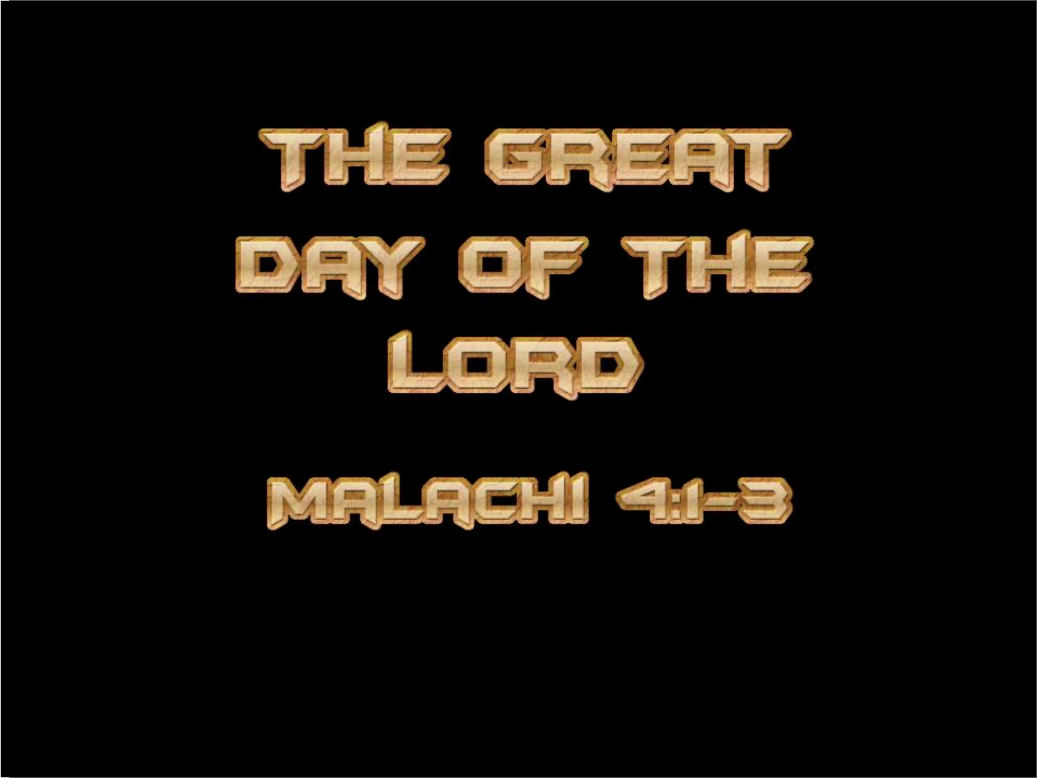# THE GREAT DAY OF THE LORD

## MALACHI 4:1-3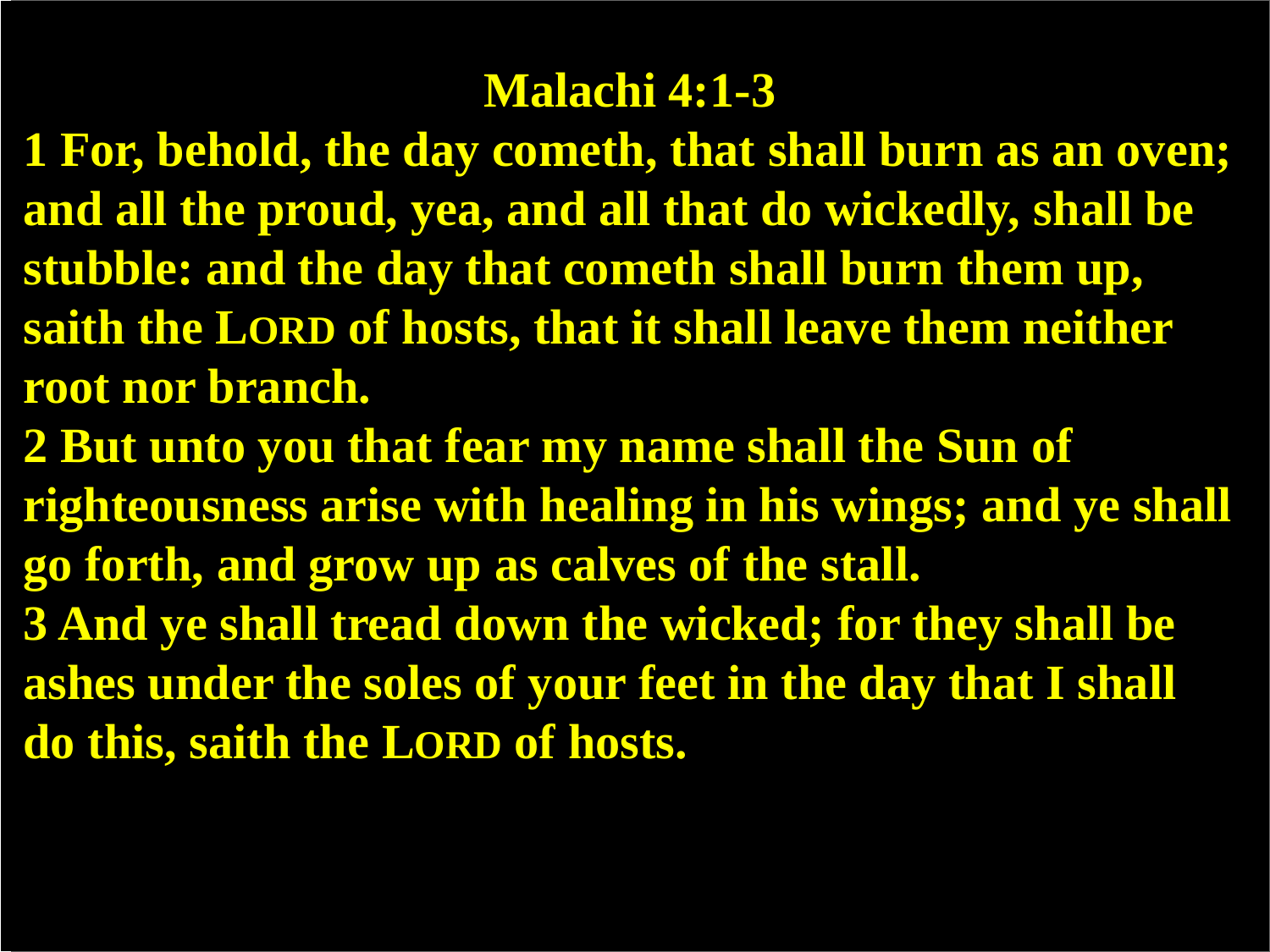# Malachi 4:1-3

**1 For, behold, the day cometh, that shall burn as an oven; and all the proud, yea, and all that do wickedly, shall be stubble: and the day that cometh shall burn them up, saith the LORD of hosts, that it shall leave them neither root nor branch.**

**2 But unto you that fear my name shall the Sun of righteousness arise with healing in his wings; and ye shall go forth, and grow up as calves of the stall.**

**3 And ye shall tread down the wicked; for they shall be ashes under the soles of your feet in the day that I shall do this, saith the LORD of hosts.**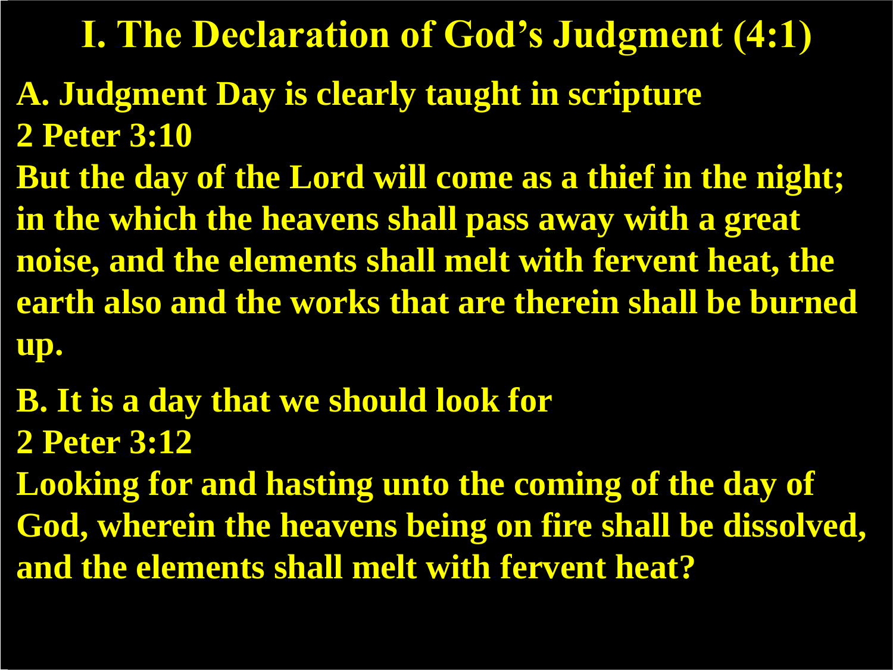# I. The Declaration of God's Judgment (4:1)

**A. Judgment Day is clearly taught in scripture**

**2 Peter 3:10**

**But the day of the Lord will come as a thief in the night; in the which the heavens shall pass away with a great noise, and the elements shall melt with fervent heat, the earth also and the works that are therein shall be burned up.**

**B. It is a day that we should look for**

**2 Peter 3:12**

**Looking for and hasting unto the coming of the day of God, wherein the heavens being on fire shall be dissolved, and the elements shall melt with fervent heat?**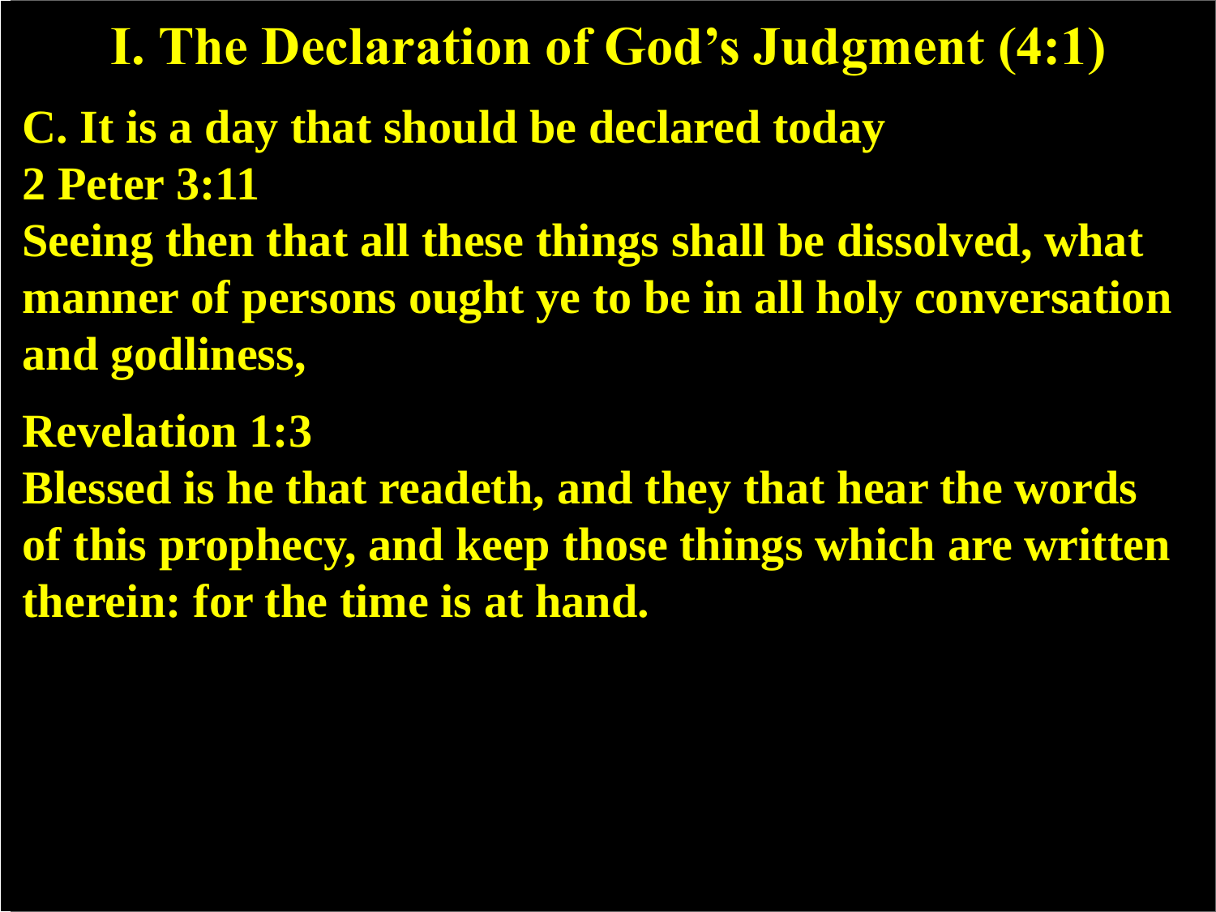# I. The Declaration of God's Judgment (4:1)

**C. It is a day that should be declared today**

**2 Peter 3:11**

**Seeing then that all these things shall be dissolved, what manner of persons ought ye to be in all holy conversation and godliness,**

**Revelation 1:3**

**Blessed is he that readeth, and they that hear the words of this prophecy, and keep those things which are written therein: for the time is at hand.**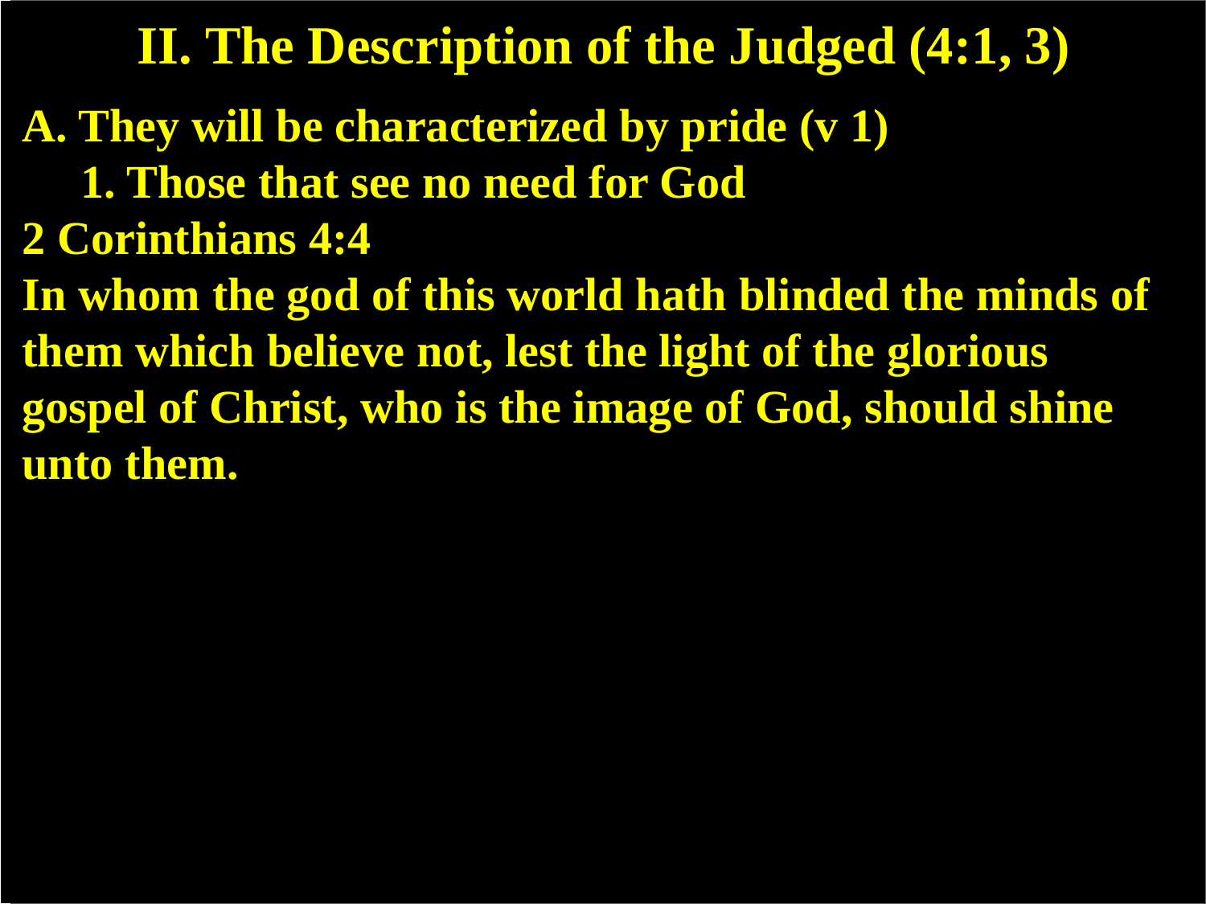## II. The Description of the Judged (4:1, 3)

**A. They will be characterized by pride (v 1)**

**1. Those that see no need for God**

**2 Corinthians 4:4**

**In whom the god of this world hath blinded the minds of them which believe not, lest the light of the glorious gospel of Christ, who is the image of God, should shine unto them.**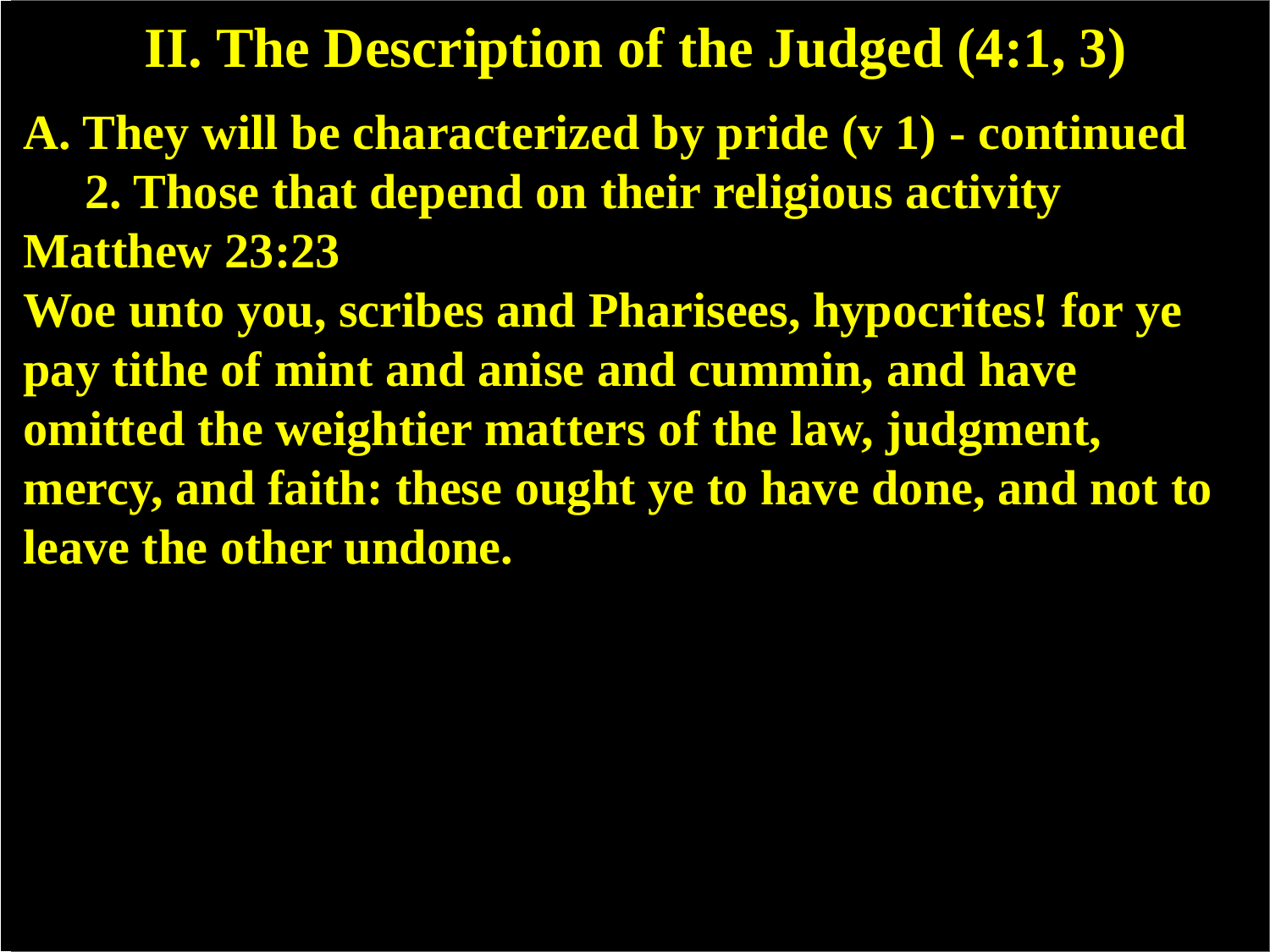## II. The Description of the Judged (4:1, 3)

**A. They will be characterized by pride (v 1) - continued**

**2. Those that depend on their religious activity**

**Matthew 23:23**

**Woe unto you, scribes and Pharisees, hypocrites! for ye pay tithe of mint and anise and cummin, and have omitted the weightier matters of the law, judgment, mercy, and faith: these ought ye to have done, and not to leave the other undone.**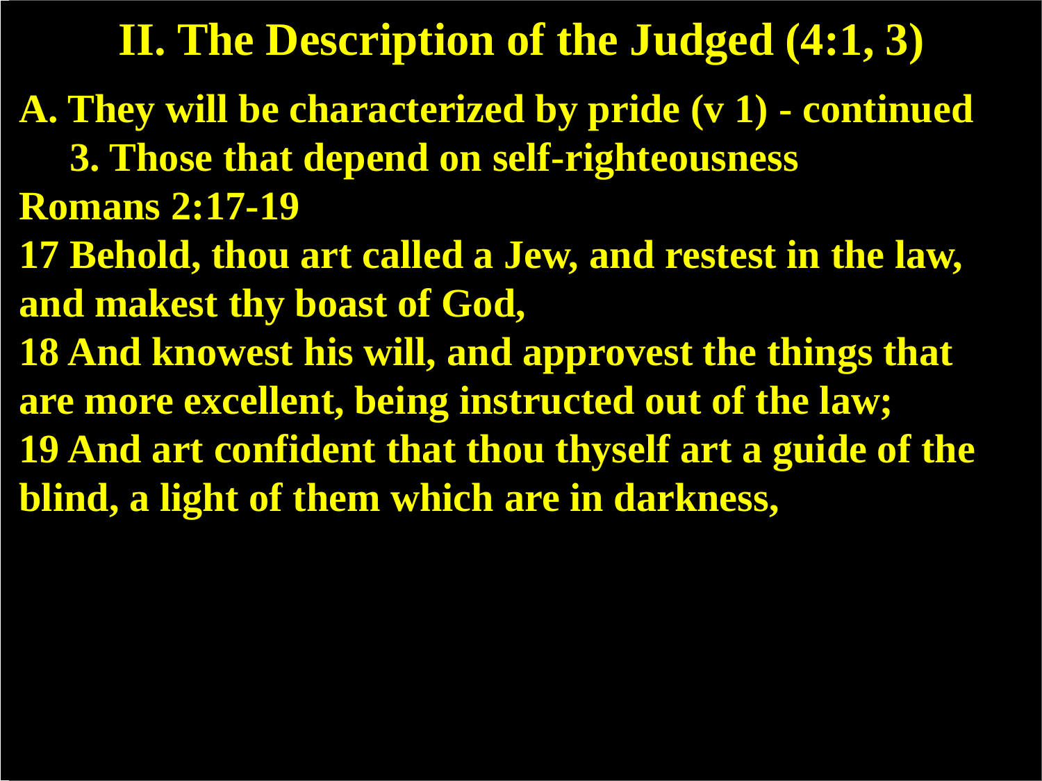## II. The Description of the Judged (4:1, 3)

**A. They will be characterized by pride (v 1) - continued**

**3. Those that depend on self-righteousness**

**Romans 2:17-19**

**17 Behold, thou art called a Jew, and restest in the law, and makest thy boast of God,**

**18 And knowest his will, and approvest the things that are more excellent, being instructed out of the law;**

**19 And art confident that thou thyself art a guide of the blind, a light of them which are in darkness,**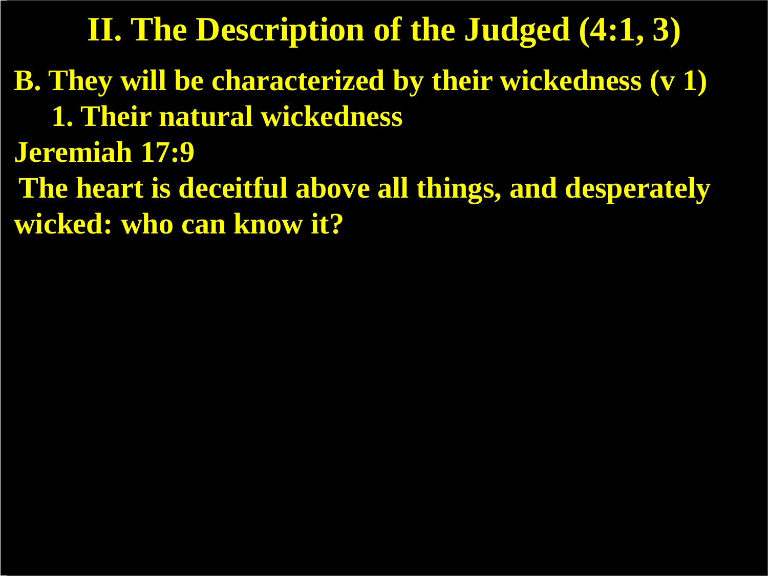# II. The Description of the Judged (4:1, 3)

**B. They will be characterized by their wickedness (v 1)**

**1. Their natural wickedness**

**Jeremiah 17:9**

**The heart is deceitful above all things, and desperately wicked: who can know it?**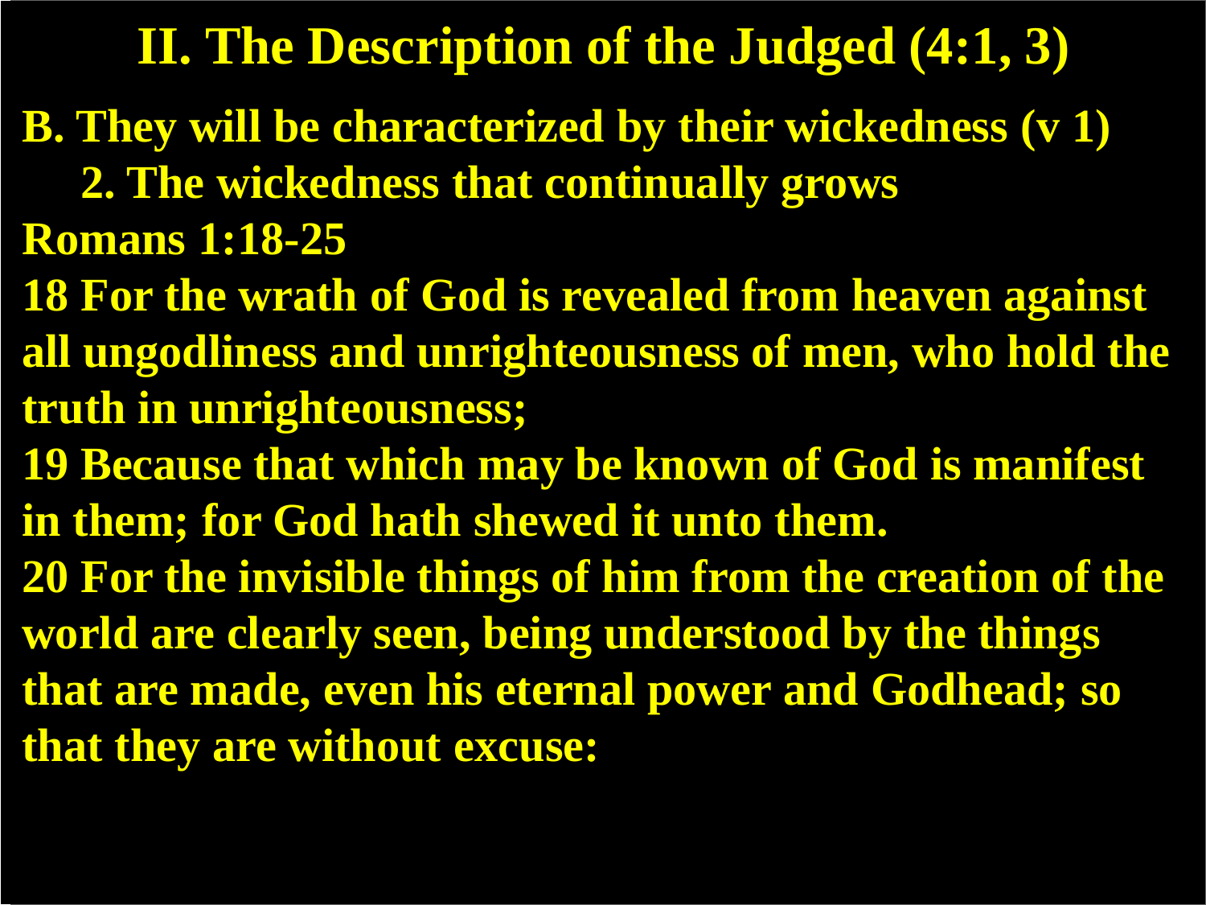# II. The Description of the Judged (4:1, 3)

**B. They will be characterized by their wickedness (v 1)**

**2. The wickedness that continually grows**

**Romans 1:18-25**

**18 For the wrath of God is revealed from heaven against all ungodliness and unrighteousness of men, who hold the truth in unrighteousness;**

**19 Because that which may be known of God is manifest in them; for God hath shewed it unto them.**

**20 For the invisible things of him from the creation of the world are clearly seen, being understood by the things that are made, even his eternal power and Godhead; so that they are without excuse:**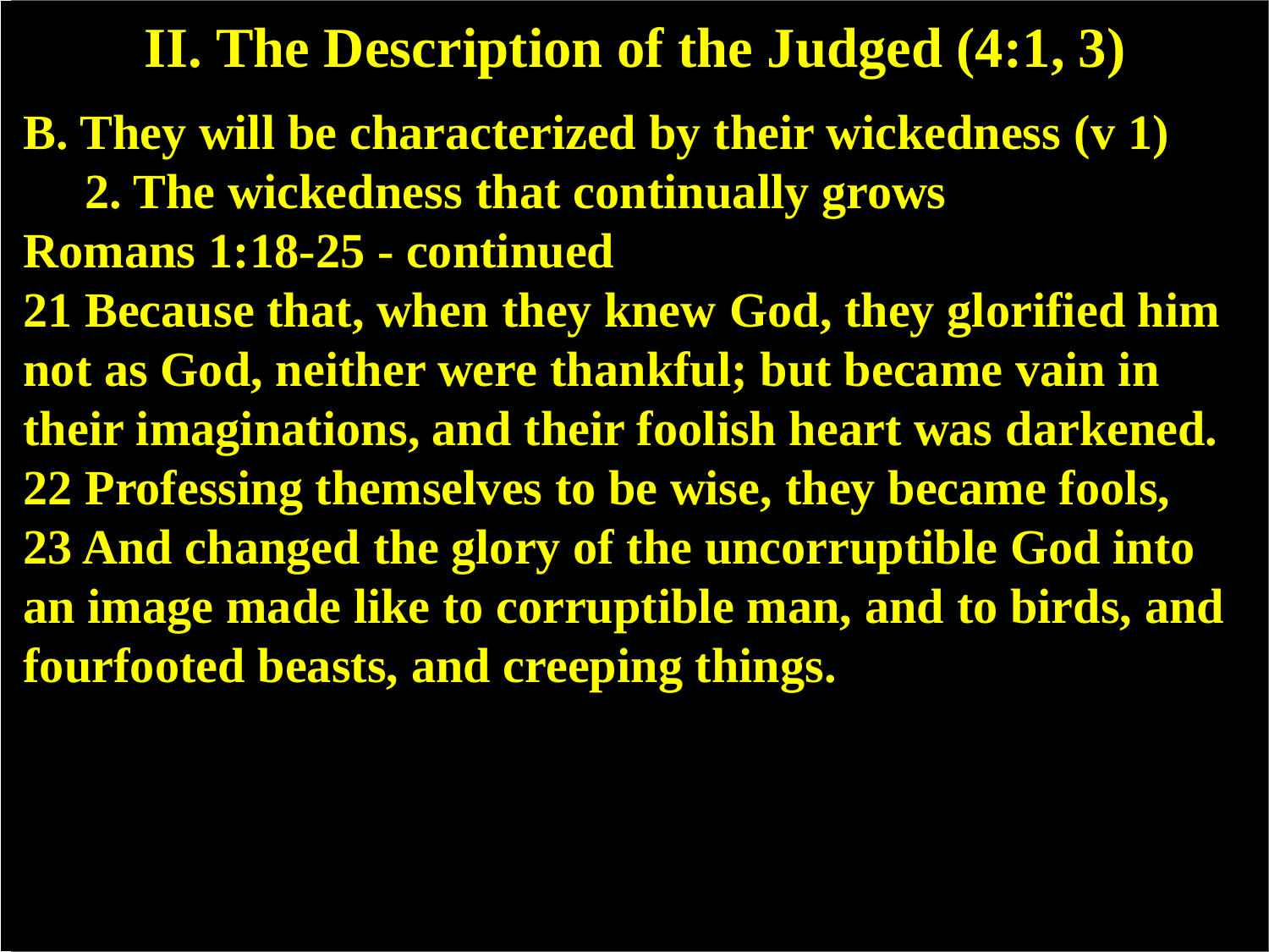# II. The Description of the Judged (4:1, 3)

**B. They will be characterized by their wickedness (v 1)**

**2. The wickedness that continually grows**

**Romans 1:18-25 - continued**

**21 Because that, when they knew God, they glorified him not as God, neither were thankful; but became vain in their imaginations, and their foolish heart was darkened.**
**22 Professing themselves to be wise, they became fools,**
**23 And changed the glory of the uncorruptible God into an image made like to corruptible man, and to birds, and fourfooted beasts, and creeping things.**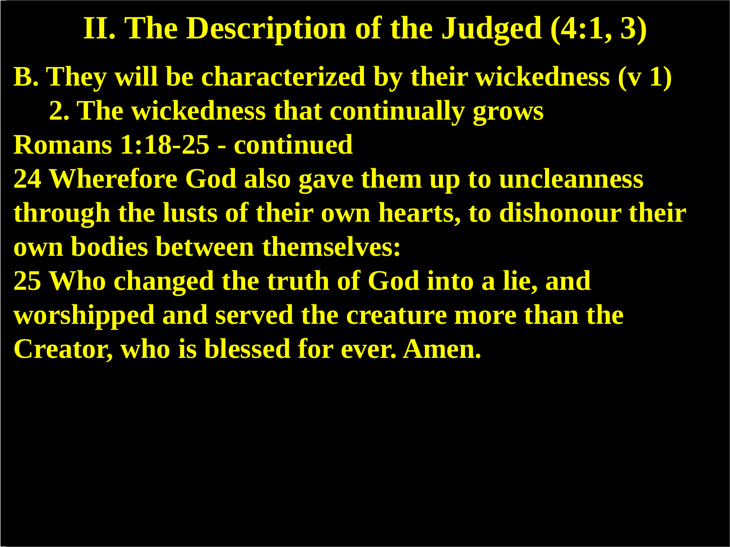# II. The Description of the Judged (4:1, 3)

**B. They will be characterized by their wickedness (v 1)**

**2. The wickedness that continually grows**

**Romans 1:18-25 - continued**

**24 Wherefore God also gave them up to uncleanness through the lusts of their own hearts, to dishonour their own bodies between themselves:**

**25 Who changed the truth of God into a lie, and worshipped and served the creature more than the Creator, who is blessed for ever. Amen.**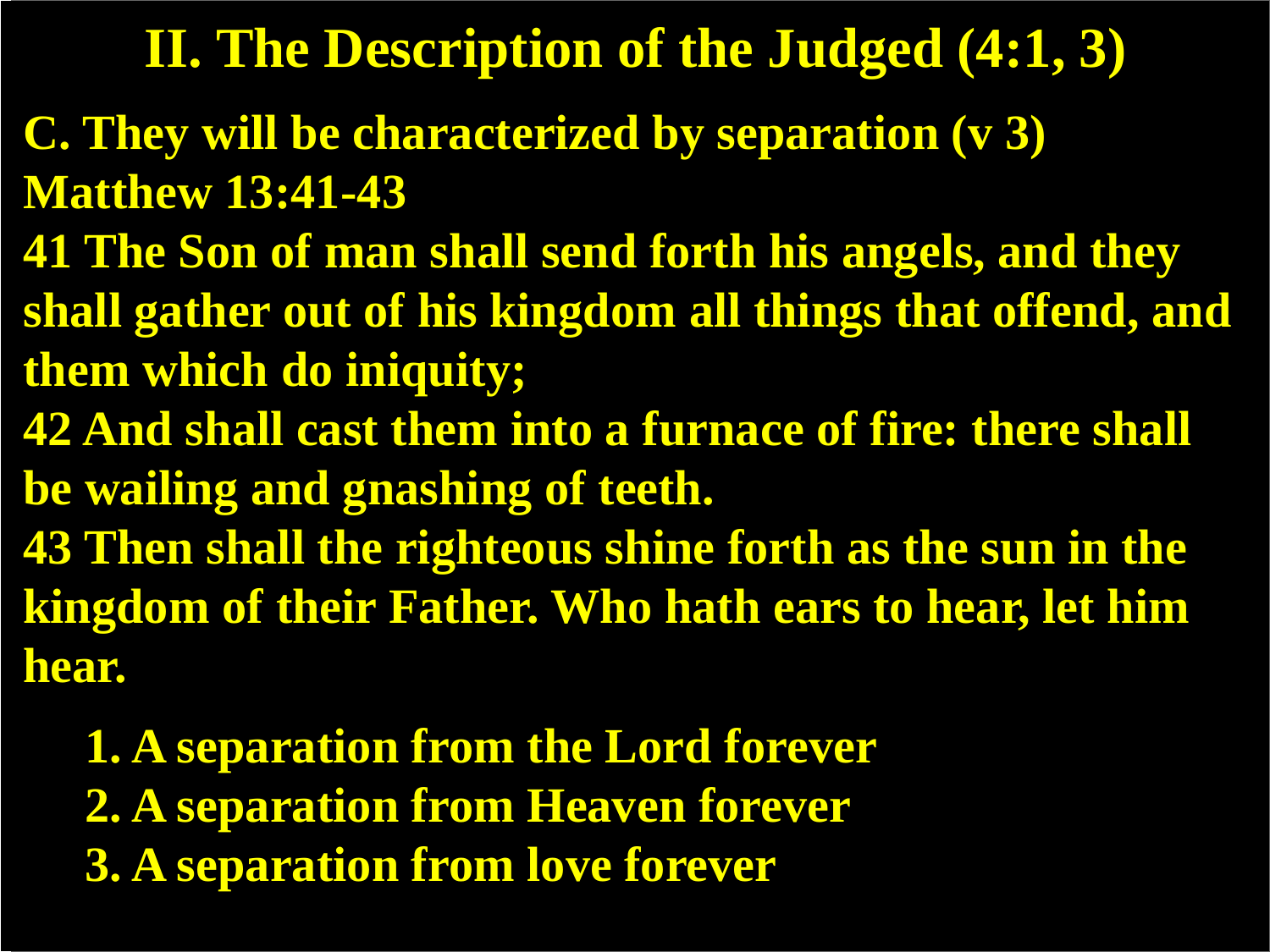## II. The Description of the Judged (4:1, 3)

**C. They will be characterized by separation (v 3)**

**Matthew 13:41-43**

**41 The Son of man shall send forth his angels, and they shall gather out of his kingdom all things that offend, and them which do iniquity;**

**42 And shall cast them into a furnace of fire: there shall be wailing and gnashing of teeth.**

**43 Then shall the righteous shine forth as the sun in the kingdom of their Father. Who hath ears to hear, let him hear.**

1. **A separation from the Lord forever**
2. **A separation from Heaven forever**
3. **A separation from love forever**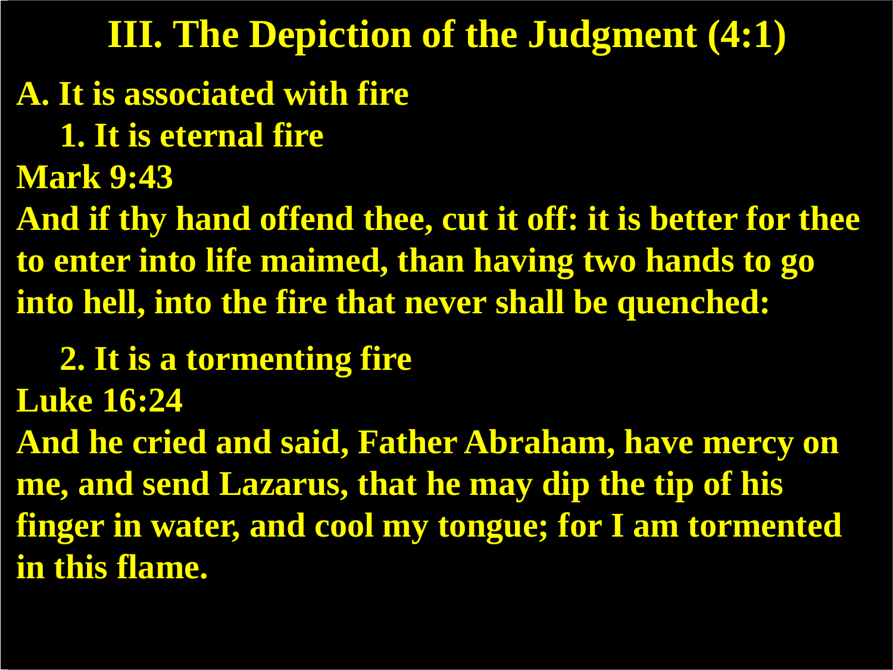# III. The Depiction of the Judgment (4:1)

**A. It is associated with fire**

**1. It is eternal fire**

**Mark 9:43**

**And if thy hand offend thee, cut it off: it is better for thee to enter into life maimed, than having two hands to go into hell, into the fire that never shall be quenched:**

**2. It is a tormenting fire**

**Luke 16:24**

**And he cried and said, Father Abraham, have mercy on me, and send Lazarus, that he may dip the tip of his finger in water, and cool my tongue; for I am tormented in this flame.**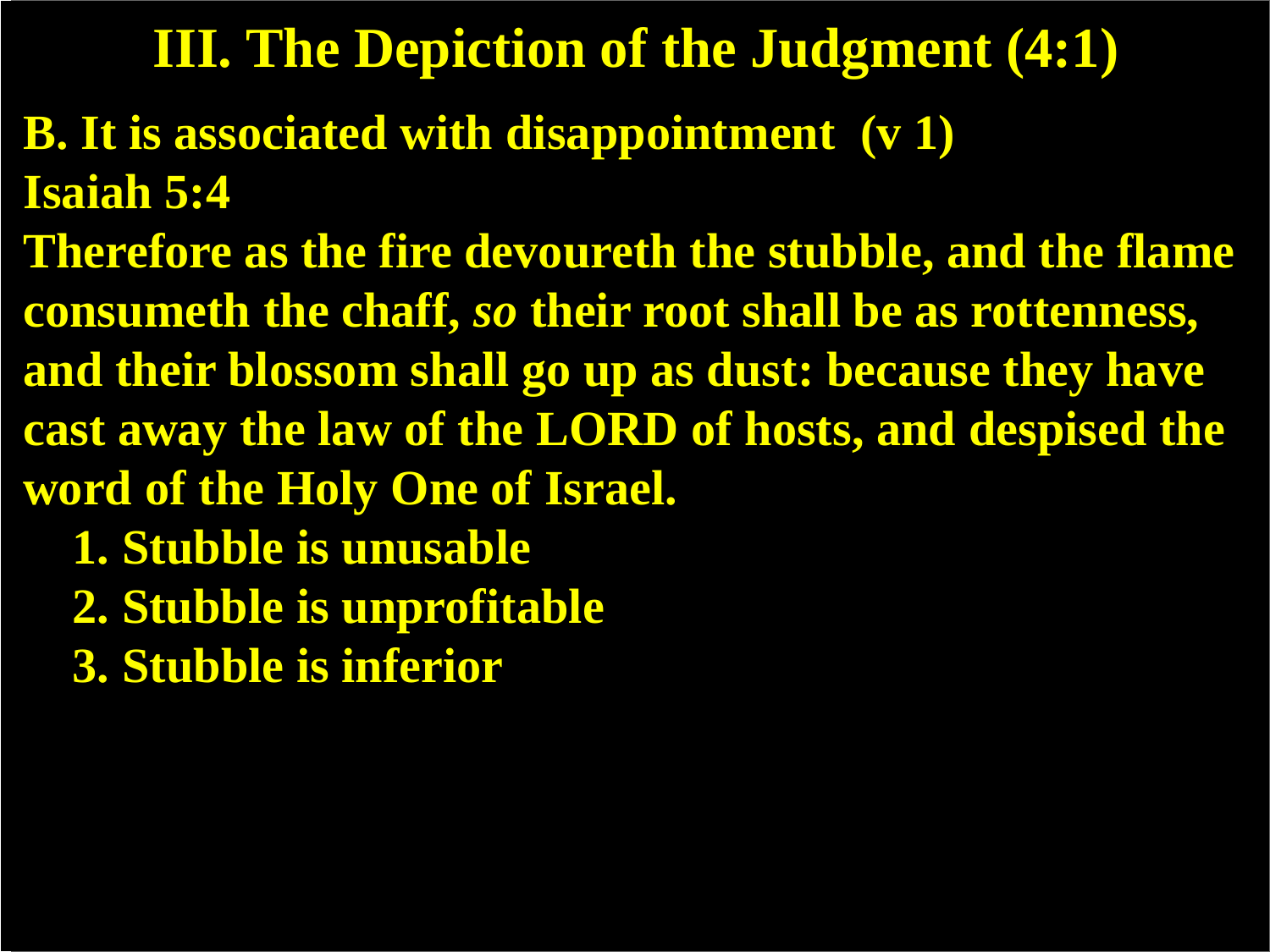# III. The Depiction of the Judgment (4:1)

**B. It is associated with disappointment (v 1)**

**Isaiah 5:4**

**Therefore as the fire devoureth the stubble, and the flame consumeth the chaff, *so* their root shall be as rottenness, and their blossom shall go up as dust: because they have cast away the law of the LORD of hosts, and despised the word of the Holy One of Israel.**

1. **Stubble is unusable**
2. **Stubble is unprofitable**
3. **Stubble is inferior**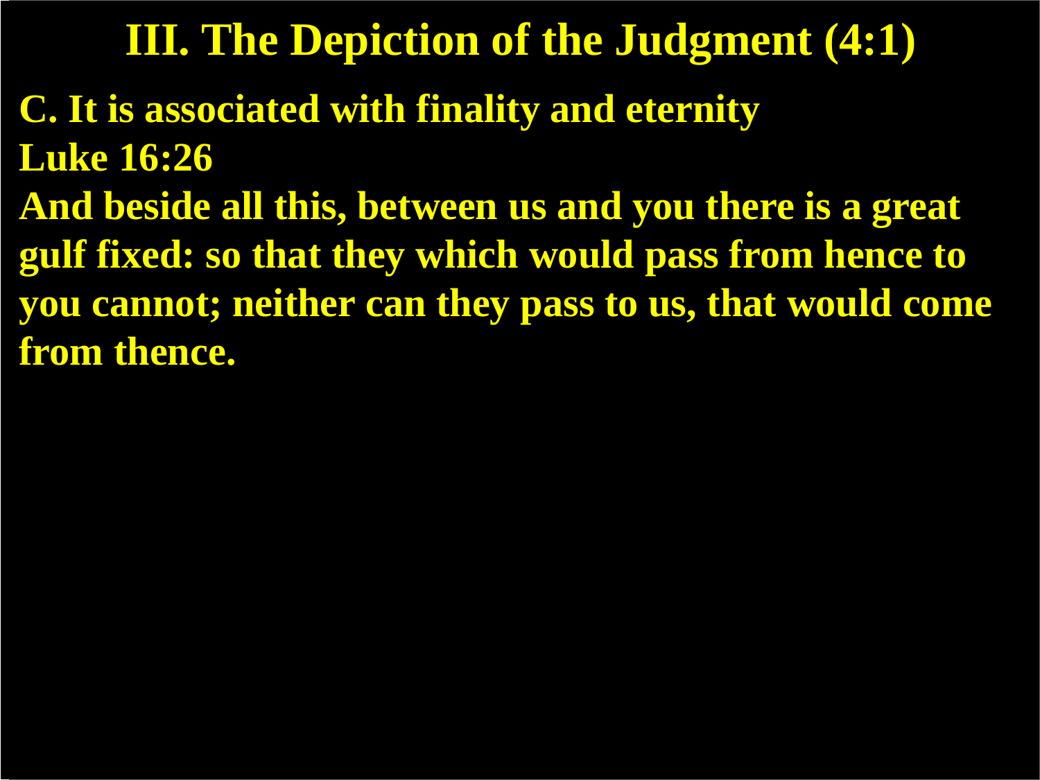# III. The Depiction of the Judgment (4:1)

**C. It is associated with finality and eternity**

**Luke 16:26**

**And beside all this, between us and you there is a great gulf fixed: so that they which would pass from hence to you cannot; neither can they pass to us, that would come from thence.**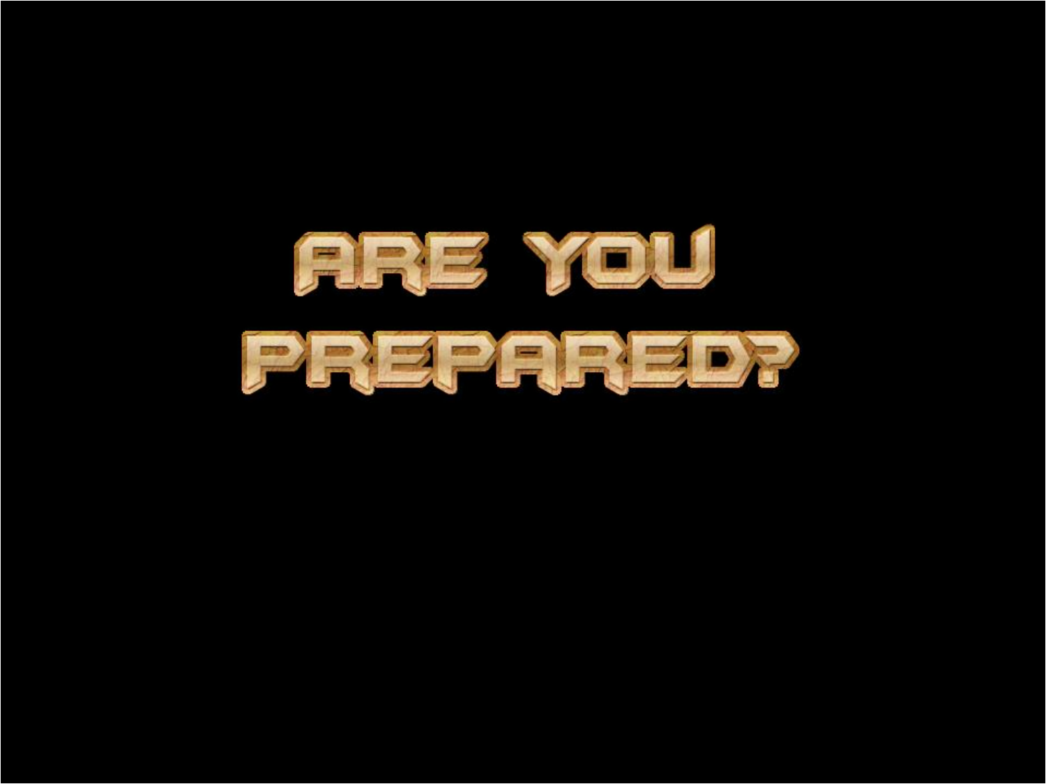# ARE YOU PREPARED?